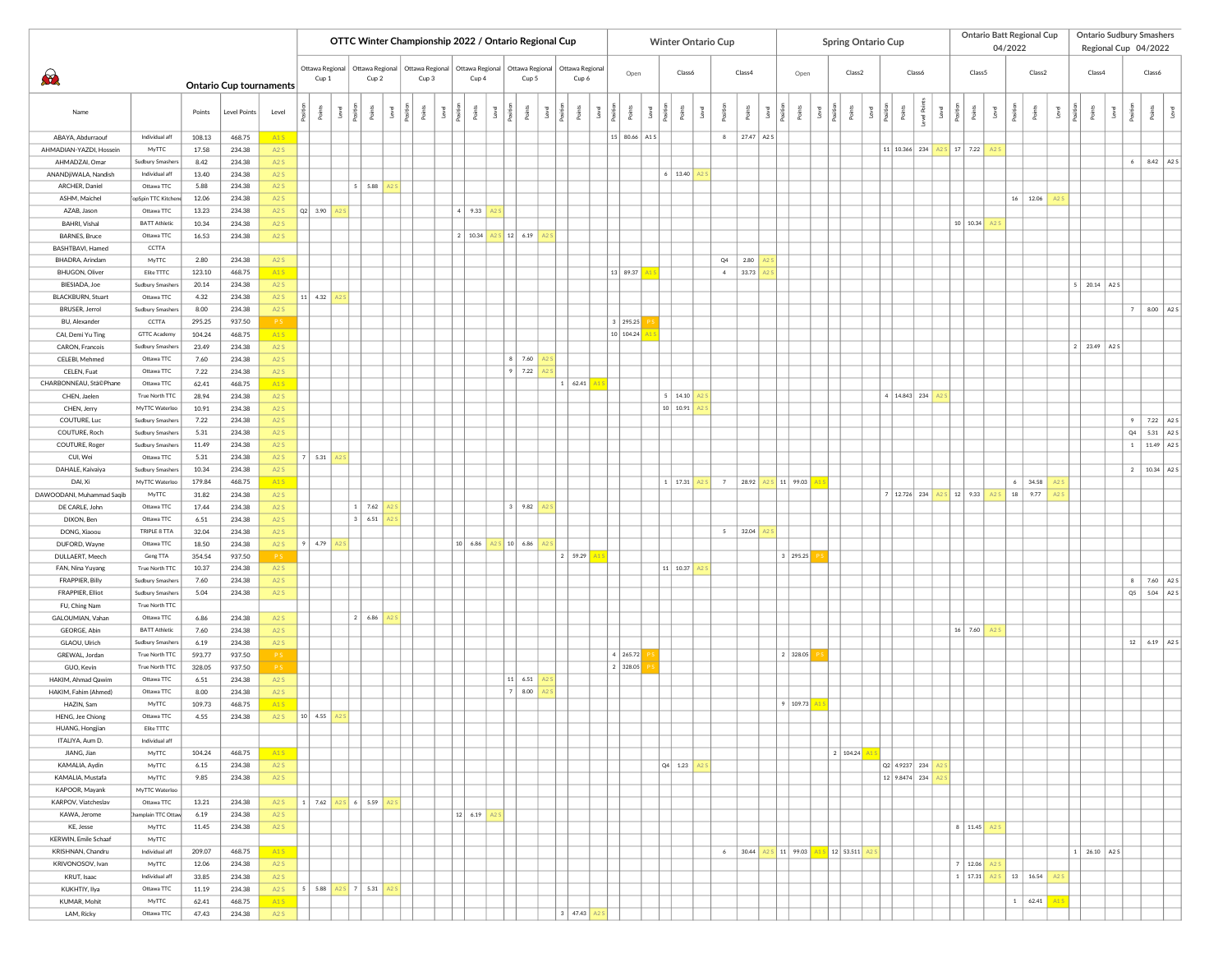| Ontario Cup tournaments | | | | | OTTC Winter Championship 2022 / Ontario Regional Cup | | | | | | | | | | | | | | | | | | Winter Ontario Cup | | | | | | | | | Spring Ontario Cup | | | | | | | | | | Ontario Batt Regional Cup 04/2022 | | | | | | Ontario Sudbury Smashers Regional Cup 04/2022 | | | | | |
|---|---|---|---|---|---|---|---|---|---|---|---|---|---|---|---|---|---|---|---|---|---|---|---|---|---|---|---|---|---|---|---|---|---|---|---|---|---|---|---|---|---|---|---|---|---|---|---|---|---|---|---|---|---|
| | | | | | Ottawa Regional Cup 1 | | | Ottawa Regional Cup 2 | | | Ottawa Regional Cup 3 | | | Ottawa Regional Cup 4 | | | Ottawa Regional Cup 5 | | | Ottawa Regional Cup 6 | | | Open | | | Class6 | | | Class4 | | | Open | | | Class2 | | | Class6 | | | | Class5 | | | Class2 | | | Class4 | | | Class6 | | |
| Name | | Points | Level Points | Level | Position | Points | Level | Position | Points | Level | Position | Points | Level | Position | Points | Level | Position | Points | Level | Position | Points | Level | Position | Points | Level | Position | Points | Level | Position | Points | Level | Position | Points | Level | Position | Points | Level | Position | Points | Level Points | Level | Position | Points | Level | Position | Points | Level | Position | Points | Level | Position | Points | Level |
| ABAYA, Abdurraouf | Individual aff | 108.13 | 468.75 | A1 S | | | | | | | | | | | | | | | | | | | 15 | 80.66 | A1 S | | | | 8 | 27.47 | A2 S | | | | | | | | | | | | | | | | | | | | | | |
| AHMADIAN-YAZDI, Hossein | MyTTC | 17.58 | 234.38 | A2 S | | | | | | | | | | | | | | | | | | | | | | | | | | | | | | | | | | 11 | 10.366 | 234 | A2 S | 17 | 7.22 | A2 S | | | | | | | | | |
| AHMADZAI, Omar | Sudbury Smashers | 8.42 | 234.38 | A2 S | | | | | | | | | | | | | | | | | | | | | | | | | | | | | | | | | | | | | | | | | | | | | | | 6 | 8.42 | A2 S |
| ANANDJIWALA, Nandish | Individual aff | 13.40 | 234.38 | A2 S | | | | | | | | | | | | | | | | | | | | | | 6 | 13.40 | A2 S | | | | | | | | | | | | | | | | | | | | | | | | | |
| ARCHER, Daniel | Ottawa TTC | 5.88 | 234.38 | A2 S | | | | 5 | 5.88 | A2 S | | | | | | | | | | | | | | | | | | | | | | | | | | | | | | | | | | | | | | | | | | | |
| ASHM, Maichel | TopSpin TTC Kitchener | 12.06 | 234.38 | A2 S | | | | | | | | | | | | | | | | | | | | | | | | | | | | | | | | | | | | | | | | | 16 | 12.06 | A2 S | | | | | | |
| AZAB, Jason | Ottawa TTC | 13.23 | 234.38 | A2 S | Q2 | 3.90 | A2 S | | | | | | | 4 | 9.33 | A2 S | | | | | | | | | | | | | | | | | | | | | | | | | | | | | | | | | | | | | |
| BAHRI, Vishal | BATT Athletic | 10.34 | 234.38 | A2 S | | | | | | | | | | | | | | | | | | | | | | | | | | | | | | | | | | | | | | 10 | 10.34 | A2 S | | | | | | | | | |
| BARNES, Bruce | Ottawa TTC | 16.53 | 234.38 | A2 S | | | | | | | | | | 2 | 10.34 | A2 S | 12 | 6.19 | A2 S | | | | | | | | | | | | | | | | | | | | | | | | | | | | | | | | | | |
| BASHTBAVI, Hamed | CCTTA | | | | | | | | | | | | | | | | | | | | | | | | | | | | | | | | | | | | | | | | | | | | | | | | | | | | |
| BHADRA, Arindam | MyTTC | 2.80 | 234.38 | A2 S | | | | | | | | | | | | | | | | | | | | | | | | | Q4 | 2.80 | A2 S | | | | | | | | | | | | | | | | | | | | | | |
| BHUGON, Oliver | Elite TTTC | 123.10 | 468.75 | A1 S | | | | | | | | | | | | | | | | | | | 13 | 89.37 | A1 S | | | | 4 | 33.73 | A2 S | | | | | | | | | | | | | | | | | | | | | | |
| BIESIADA, Joe | Sudbury Smashers | 20.14 | 234.38 | A2 S | | | | | | | | | | | | | | | | | | | | | | | | | | | | | | | | | | | | | | | | | | | | 5 | 20.14 | A2 S | | | |
| BLACKBURN, Stuart | Ottawa TTC | 4.32 | 234.38 | A2 S | 11 | 4.32 | A2 S | | | | | | | | | | | | | | | | | | | | | | | | | | | | | | | | | | | | | | | | | | | | | | |
| BRUSER, Jerrol | Sudbury Smashers | 8.00 | 234.38 | A2 S | | | | | | | | | | | | | | | | | | | | | | | | | | | | | | | | | | | | | | | | | | | | | | | 7 | 8.00 | A2 S |
| BU, Alexander | CCTTA | 295.25 | 937.50 | P S | | | | | | | | | | | | | | | | | | | 3 | 295.25 | P S | | | | | | | | | | | | | | | | | | | | | | | | | | | | |
| CAI, Demi Yu Ting | GTTC Academy | 104.24 | 468.75 | A1 S | | | | | | | | | | | | | | | | | | | 10 | 104.24 | A1 S | | | | | | | | | | | | | | | | | | | | | | | | | | | | |
| CARON, Francois | Sudbury Smashers | 23.49 | 234.38 | A2 S | | | | | | | | | | | | | | | | | | | | | | | | | | | | | | | | | | | | | | | | | | | | 2 | 23.49 | A2 S | | | |
| CELEBI, Mehmed | Ottawa TTC | 7.60 | 234.38 | A2 S | | | | | | | | | | | | | 8 | 7.60 | A2 S | | | | | | | | | | | | | | | | | | | | | | | | | | | | | | | | | | |
| CELEN, Fuat | Ottawa TTC | 7.22 | 234.38 | A2 S | | | | | | | | | | | | | 9 | 7.22 | A2 S | | | | | | | | | | | | | | | | | | | | | | | | | | | | | | | | | | |
| CHARBONNEAU, StÃ©Phane | Ottawa TTC | 62.41 | 468.75 | A1 S | | | | | | | | | | | | | | | | 1 | 62.41 | A1 S | | | | | | | | | | | | | | | | | | | | | | | | | | | | | | | |
| CHEN, Jaelen | True North TTC | 28.94 | 234.38 | A2 S | | | | | | | | | | | | | | | | | | | | | | 5 | 14.10 | A2 S | | | | | | | | | | 4 | 14.843 | 234 | A2 S | | | | | | | | | | | | |
| CHEN, Jerry | MyTTC Waterloo | 10.91 | 234.38 | A2 S | | | | | | | | | | | | | | | | | | | | | | 10 | 10.91 | A2 S | | | | | | | | | | | | | | | | | | | | | | | | | |
| COUTURE, Luc | Sudbury Smashers | 7.22 | 234.38 | A2 S | | | | | | | | | | | | | | | | | | | | | | | | | | | | | | | | | | | | | | | | | | | | | | | 9 | 7.22 | A2 S |
| COUTURE, Roch | Sudbury Smashers | 5.31 | 234.38 | A2 S | | | | | | | | | | | | | | | | | | | | | | | | | | | | | | | | | | | | | | | | | | | | | | | Q4 | 5.31 | A2 S |
| COUTURE, Roger | Sudbury Smashers | 11.49 | 234.38 | A2 S | | | | | | | | | | | | | | | | | | | | | | | | | | | | | | | | | | | | | | | | | | | | | | | 1 | 11.49 | A2 S |
| CUI, Wei | Ottawa TTC | 5.31 | 234.38 | A2 S | 7 | 5.31 | A2 S | | | | | | | | | | | | | | | | | | | | | | | | | | | | | | | | | | | | | | | | | | | | | | |
| DAHALE, Kaivaiya | Sudbury Smashers | 10.34 | 234.38 | A2 S | | | | | | | | | | | | | | | | | | | | | | | | | | | | | | | | | | | | | | | | | | | | | | | 2 | 10.34 | A2 S |
| DAI, Xi | MyTTC Waterloo | 179.84 | 468.75 | A1 S | | | | | | | | | | | | | | | | | | | | | | 1 | 17.31 | A2 S | 7 | 28.92 | A2 S | 11 | 99.03 | A1 S | | | | | | | | | | | 6 | 34.58 | A2 S | | | | | | |
| DAWOODANI, Muhammad Saqib | MyTTC | 31.82 | 234.38 | A2 S | | | | | | | | | | | | | | | | | | | | | | | | | | | | | | | | | | 7 | 12.726 | 234 | A2 S | 12 | 9.33 | A2 S | 18 | 9.77 | A2 S | | | | | | |
| DE CARLE, John | Ottawa TTC | 17.44 | 234.38 | A2 S | | | | 1 | 7.62 | A2 S | | | | | | | 3 | 9.82 | A2 S | | | | | | | | | | | | | | | | | | | | | | | | | | | | | | | | | | |
| DIXON, Ben | Ottawa TTC | 6.51 | 234.38 | A2 S | | | | 3 | 6.51 | A2 S | | | | | | | | | | | | | | | | | | | | | | | | | | | | | | | | | | | | | | | | | | | |
| DONG, Xiaoou | TRIPLE 8 TTA | 32.04 | 234.38 | A2 S | | | | | | | | | | | | | | | | | | | | | | | | | 5 | 32.04 | A2 S | | | | | | | | | | | | | | | | | | | | | | |
| DUFORD, Wayne | Ottawa TTC | 18.50 | 234.38 | A2 S | 9 | 4.79 | A2 S | | | | | | | 10 | 6.86 | A2 S | 10 | 6.86 | A2 S | | | | | | | | | | | | | | | | | | | | | | | | | | | | | | | | | | |
| DULLAERT, Meech | Geng TTA | 354.54 | 937.50 | P S | | | | | | | | | | | | | | | | 2 | 59.29 | A1 S | | | | | | | | | | 3 | 295.25 | P S | | | | | | | | | | | | | | | | | | | |
| FAN, Nina Yuyang | True North TTC | 10.37 | 234.38 | A2 S | | | | | | | | | | | | | | | | | | | | | | 11 | 10.37 | A2 S | | | | | | | | | | | | | | | | | | | | | | | | | |
| FRAPPIER, Billy | Sudbury Smashers | 7.60 | 234.38 | A2 S | | | | | | | | | | | | | | | | | | | | | | | | | | | | | | | | | | | | | | | | | | | | | | | 8 | 7.60 | A2 S |
| FRAPPIER, Elliot | Sudbury Smashers | 5.04 | 234.38 | A2 S | | | | | | | | | | | | | | | | | | | | | | | | | | | | | | | | | | | | | | | | | | | | | | | Q5 | 5.04 | A2 S |
| FU, Ching Nam | True North TTC | | | | | | | | | | | | | | | | | | | | | | | | | | | | | | | | | | | | | | | | | | | | | | | | | | | | |
| GALOUMIAN, Vahan | Ottawa TTC | 6.86 | 234.38 | A2 S | | | | 2 | 6.86 | A2 S | | | | | | | | | | | | | | | | | | | | | | | | | | | | | | | | | | | | | | | | | | | |
| GEORGE, Abin | BATT Athletic | 7.60 | 234.38 | A2 S | | | | | | | | | | | | | | | | | | | | | | | | | | | | | | | | | | | | | | 16 | 7.60 | A2 S | | | | | | | | | |
| GLAOU, Ulrich | Sudbury Smashers | 6.19 | 234.38 | A2 S | | | | | | | | | | | | | | | | | | | | | | | | | | | | | | | | | | | | | | | | | | | | | | | 12 | 6.19 | A2 S |
| GREWAL, Jordan | True North TTC | 593.77 | 937.50 | P S | | | | | | | | | | | | | | | | | | | 4 | 265.72 | P S | | | | | | | 2 | 328.05 | P S | | | | | | | | | | | | | | | | | | | |
| GUO, Kevin | True North TTC | 328.05 | 937.50 | P S | | | | | | | | | | | | | | | | | | | 2 | 328.05 | P S | | | | | | | | | | | | | | | | | | | | | | | | | | | | |
| HAKIM, Ahmad Qawim | Ottawa TTC | 6.51 | 234.38 | A2 S | | | | | | | | | | | | | 11 | 6.51 | A2 S | | | | | | | | | | | | | | | | | | | | | | | | | | | | | | | | | | |
| HAKIM, Fahim (Ahmed) | Ottawa TTC | 8.00 | 234.38 | A2 S | | | | | | | | | | | | | 7 | 8.00 | A2 S | | | | | | | | | | | | | | | | | | | | | | | | | | | | | | | | | | |
| HAZIN, Sam | MyTTC | 109.73 | 468.75 | A1 S | | | | | | | | | | | | | | | | | | | | | | | | | | | | 9 | 109.73 | A1 S | | | | | | | | | | | | | | | | | | | |
| HENG, Jee Chiong | Ottawa TTC | 4.55 | 234.38 | A2 S | 10 | 4.55 | A2 S | | | | | | | | | | | | | | | | | | | | | | | | | | | | | | | | | | | | | | | | | | | | | | |
| HUANG, Hongjian | Elite TTTC | | | | | | | | | | | | | | | | | | | | | | | | | | | | | | | | | | | | | | | | | | | | | | | | | | | | |
| ITALIYA, Aum D. | Individual aff | | | | | | | | | | | | | | | | | | | | | | | | | | | | | | | | | | | | | | | | | | | | | | | | | | | | |
| JIANG, Jian | MyTTC | 104.24 | 468.75 | A1 S | | | | | | | | | | | | | | | | | | | | | | | | | | | | | | | 2 | 104.24 | A1 S | | | | | | | | | | | | | | | | |
| KAMALIA, Aydin | MyTTC | 6.15 | 234.38 | A2 S | | | | | | | | | | | | | | | | | | | | | | Q4 | 1.23 | A2 S | | | | | | | | | | Q2 | 4.9237 | 234 | A2 S | | | | | | | | | | | | |
| KAMALIA, Mustafa | MyTTC | 9.85 | 234.38 | A2 S | | | | | | | | | | | | | | | | | | | | | | | | | | | | | | | | | | 12 | 9.8474 | 234 | A2 S | | | | | | | | | | | | |
| KAPOOR, Mayank | MyTTC Waterloo | | | | | | | | | | | | | | | | | | | | | | | | | | | | | | | | | | | | | | | | | | | | | | | | | | | | |
| KARPOV, Viatcheslav | Ottawa TTC | 13.21 | 234.38 | A2 S | 1 | 7.62 | A2 S | 6 | 5.59 | A2 S | | | | | | | | | | | | | | | | | | | | | | | | | | | | | | | | | | | | | | | | | | | |
| KAWA, Jerome | Champlain TTC Ottawa | 6.19 | 234.38 | A2 S | | | | | | | | | | 12 | 6.19 | A2 S | | | | | | | | | | | | | | | | | | | | | | | | | | | | | | | | | | | | | |
| KE, Jesse | MyTTC | 11.45 | 234.38 | A2 S | | | | | | | | | | | | | | | | | | | | | | | | | | | | | | | | | | | | | | 8 | 11.45 | A2 S | | | | | | | | | |
| KERWIN, Emile Schaaf | MyTTC | | | | | | | | | | | | | | | | | | | | | | | | | | | | | | | | | | | | | | | | | | | | | | | | | | | | |
| KRISHNAN, Chandru | Individual aff | 209.07 | 468.75 | A1 S | | | | | | | | | | | | | | | | | | | | | | | | | 6 | 30.44 | A2 S | 11 | 99.03 | A1 S | 12 | 53.511 | A2 S | | | | | | | | | | | 1 | 26.10 | A2 S | | | |
| KRIVONOSOV, Ivan | MyTTC | 12.06 | 234.38 | A2 S | | | | | | | | | | | | | | | | | | | | | | | | | | | | | | | | | | | | | | 7 | 12.06 | A2 S | | | | | | | | | |
| KRUT, Isaac | Individual aff | 33.85 | 234.38 | A2 S | | | | | | | | | | | | | | | | | | | | | | | | | | | | | | | | | | | | | | 1 | 17.31 | A2 S | 13 | 16.54 | A2 S | | | | | | |
| KUKHTIY, Ilya | Ottawa TTC | 11.19 | 234.38 | A2 S | 5 | 5.88 | A2 S | 7 | 5.31 | A2 S | | | | | | | | | | | | | | | | | | | | | | | | | | | | | | | | | | | | | | | | | | | |
| KUMAR, Mohit | MyTTC | 62.41 | 468.75 | A1 S | | | | | | | | | | | | | | | | | | | | | | | | | | | | | | | | | | | | | | | | | 1 | 62.41 | A1 S | | | | | | |
| LAM, Ricky | Ottawa TTC | 47.43 | 234.38 | A2 S | | | | | | | | | | | | | | | | 3 | 47.43 | A2 S | | | | | | | | | | | | | | | | | | | | | | | | | | | | | | | |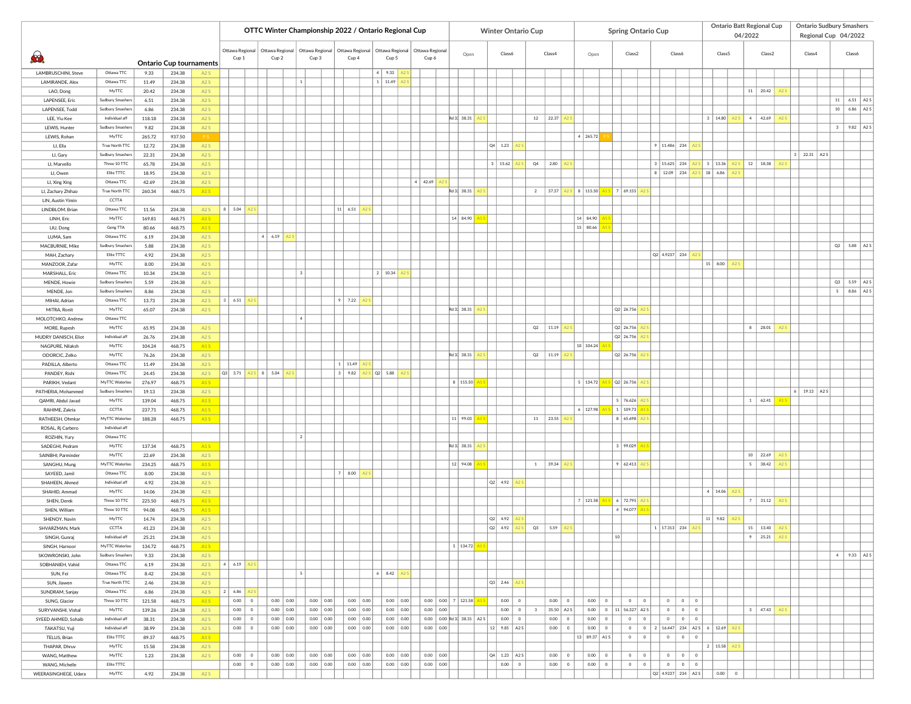| | | Ontario Cup tournaments | | | OTTC Winter Championship 2022 / Ontario Regional Cup | | | | | | Winter Ontario Cup | | | Spring Ontario Cup | | | Ontario Batt Regional Cup 04/2022 | | Ontario Sudbury Smashers Regional Cup 04/2022 | |
|---|---|---|---|---|---|---|---|---|---|---|---|---|---|---|---|---|---|---|---|---|
| | | | | | Ottawa Regional Cup 1 | Ottawa Regional Cup 2 | Ottawa Regional Cup 3 | Ottawa Regional Cup 4 | Ottawa Regional Cup 5 | Ottawa Regional Cup 6 | Open | Class6 | Class4 | Open | Class2 | Class6 | Class5 | Class2 | Class4 | Class6 |
| LAMBRUSCHINI, Steve | Ottawa TTC | 9.33 | 234.38 | A2 S | | | | | 4 9.33 A2 S | | | | | | | | | | | |
| LAMIRANDE, Alex | Ottawa TTC | 11.49 | 234.38 | A2 S | | | 1 | | 1 11.49 A2 S | | | | | | | | | | | |
| LAO, Dong | MyTTC | 20.42 | 234.38 | A2 S | | | | | | | | | | | | | | 11 20.42 A2 S | | |
| LAPENSEE, Eric | Sudbury Smashers | 6.51 | 234.38 | A2 S | | | | | | | | | | | | | | | | 11 6.51 A2 S |
| LAPENSEE, Todd | Sudbury Smashers | 6.86 | 234.38 | A2 S | | | | | | | | | | | | | | | | 10 6.86 A2 S |
| LEE, Yiu Kee | Individual aff | 118.18 | 234.38 | A2 S | | | | | | | Rd 32 38.31 A2 S | | 12 22.37 A2 S | | | | 3 14.80 A2 S | 4 42.69 A2 S | | |
| LEWIS, Hunter | Sudbury Smashers | 9.82 | 234.38 | A2 S | | | | | | | | | | | | | | | | 3 9.82 A2 S |
| LEWIS, Rohan | MyTTC | 265.72 | 937.50 | P S | | | | | | | | | | 4 265.72 P S | | | | | | |
| LI, Ella | True North TTC | 12.72 | 234.38 | A2 S | | | | | | | | Q4 1.23 A2 S | | | | 9 11.486 234 A2 S | | | | |
| LI, Gary | Sudbury Smashers | 22.31 | 234.38 | A2 S | | | | | | | | | | | | | | | 3 22.31 A2 S | |
| LI, Marvello | Three 10 TTC | 65.78 | 234.38 | A2 S | | | | | | | | 3 15.62 A2 S | Q4 2.80 A2 S | | | 3 15.625 234 A2 S | 5 13.36 A2 S | 12 18.38 A2 S | | |
| LI, Owen | Elite TTTC | 18.95 | 234.38 | A2 S | | | | | | | | | | | | 8 12.09 234 A2 S | 18 6.86 A2 S | | | |
| LI, Xing Xing | Ottawa TTC | 42.69 | 234.38 | A2 S | | | | | | 4 42.69 A2 S | | | | | | | | | | |
| LI, Zachary Zhihao | True North TTC | 260.34 | 468.75 | A1 S | | | | | | | Rd 32 38.31 A2 S | | 2 37.37 A2 S | 8 115.50 A1 S | 7 69.155 A2 S | | | | | |
| LIN, Austin Yimin | CCTTA | | | | | | | | | | | | | | | | | | | |
| LINDBLOM, Brian | Ottawa TTC | 11.56 | 234.38 | A2 S | 8 5.04 A2 S | | | 11 6.51 A2 S | | | | | | | | | | | | |
| LINH, Eric | MyTTC | 169.81 | 468.75 | A1 S | | | | | | | 14 84.90 A1 S | | | 14 84.90 A1 S | | | | | | |
| LIU, Dong | Geng TTA | 80.66 | 468.75 | A1 S | | | | | | | | | | 15 80.66 A1 S | | | | | | |
| LUMA, Sam | Ottawa TTC | 6.19 | 234.38 | A2 S | | 4 6.19 A2 S | | | | | | | | | | | | | | |
| MACBURNIE, Mike | Sudbury Smashers | 5.88 | 234.38 | A2 S | | | | | | | | | | | | | | | | Q2 5.88 A2 S |
| MAH, Zachary | Elite TTTC | 4.92 | 234.38 | A2 S | | | | | | | | | | | | Q2 4.9237 234 A2 S | | | | |
| MANZOOR, Zafar | MyTTC | 8.00 | 234.38 | A2 S | | | | | | | | | | | | | 15 8.00 A2 S | | | |
| MARSHALL, Eric | Ottawa TTC | 10.34 | 234.38 | A2 S | | | 3 | | 2 10.34 A2 S | | | | | | | | | | | |
| MENDE, Howie | Sudbury Smashers | 5.59 | 234.38 | A2 S | | | | | | | | | | | | | | | | Q3 5.59 A2 S |
| MENDE, Jon | Sudbury Smashers | 8.86 | 234.38 | A2 S | | | | | | | | | | | | | | | | 5 8.86 A2 S |
| MIHAI, Adrian | Ottawa TTC | 13.73 | 234.38 | A2 S | 3 6.51 A2 S | | | 9 7.22 A2 S | | | | | | | | | | | | |
| MITRA, Ronit | MyTTC | 65.07 | 234.38 | A2 S | | | | | | | Rd 32 38.31 A2 S | | | | Q2 26.756 A2 S | | | | | |
| MOLOTCHKO, Andrew | Ottawa TTC | | | | | | 4 | | | | | | | | | | | | | |
| MORE, Rupesh | MyTTC | 65.95 | 234.38 | A2 S | | | | | | | | | Q2 11.19 A2 S | | Q2 26.756 A2 S | | | 8 28.01 A2 S | | |
| MUDRY DANISCH, Eliot | Individual aff | 26.76 | 234.38 | A2 S | | | | | | | | | | | Q2 26.756 A2 S | | | | | |
| NAGPURE, Nilaksh | MyTTC | 104.24 | 468.75 | A1 S | | | | | | | | | | 10 104.24 A1 S | | | | | | |
| ODORCIC, Zelko | MyTTC | 76.26 | 234.38 | A2 S | | | | | | | Rd 32 38.31 A2 S | | Q2 11.19 A2 S | | Q2 26.756 A2 S | | | | | |
| PADILLA, Alberto | Ottawa TTC | 11.49 | 234.38 | A2 S | | | | 1 11.49 A2 S | | | | | | | | | | | | |
| PANDEY, Rishi | Ottawa TTC | 24.45 | 234.38 | A2 S | Q3 3.71 A2 S | 8 5.04 A2 S | | 3 9.82 A2 S | Q2 5.88 A2 S | | | | | | | | | | | |
| PARIKH, Vedant | MyTTC Waterloo | 276.97 | 468.75 | A1 S | | | | | | | 8 115.50 A1 S | | | 5 134.72 A1 S | Q2 26.756 A2 S | | | | | |
| PATHERIA, Mohammed | Sudbury Smashers | 19.13 | 234.38 | A2 S | | | | | | | | | | | | | | | 6 19.13 A2 S | |
| QAMRI, Abdul Javad | MyTTC | 139.04 | 468.75 | A1 S | | | | | | | | | | | 5 76.626 A2 S | | | 1 62.41 A1 S | | |
| RAHIME, Zakria | CCTTA | 237.71 | 468.75 | A1 S | | | | | | | | | | 6 127.98 A1 S | 1 109.73 A1 S | | | | | |
| RATHEESH, Ohmkar | MyTTC Waterloo | 188.28 | 468.75 | A1 S | | | | | | | 11 99.03 A1 S | | 11 23.55 A2 S | | 8 65.698 A2 S | | | | | |
| ROSAL, Rj Carbero | Individual aff | | | | | | | | | | | | | | | | | | | |
| ROZHIN, Yury | Ottawa TTC | | | | | | 2 | | | | | | | | | | | | | |
| SADEGHI, Pedram | MyTTC | 137.34 | 468.75 | A1 S | | | | | | | Rd 32 38.31 A2 S | | | | 3 99.029 A1 S | | | | | |
| SAINBHI, Parminder | MyTTC | 22.69 | 234.38 | A2 S | | | | | | | | | | | | | | 10 22.69 A2 S | | |
| SANGHU, Mung | MyTTC Waterloo | 234.25 | 468.75 | A1 S | | | | | | | 12 94.08 A1 S | | 1 39.34 A2 S | | 9 62.413 A2 S | | | 5 38.42 A2 S | | |
| SAYEED, Jamil | Ottawa TTC | 8.00 | 234.38 | A2 S | | | | 7 8.00 A2 S | | | | | | | | | | | | |
| SHAHEEN, Ahmed | Individual aff | 4.92 | 234.38 | A2 S | | | | | | | | Q2 4.92 A2 S | | | | | | | | |
| SHAHID, Ammad | MyTTC | 14.06 | 234.38 | A2 S | | | | | | | | | | | | | 4 14.06 A2 S | | | |
| SHEN, Derek | Three 10 TTC | 225.50 | 468.75 | A1 S | | | | | | | | | | 7 121.58 A1 S | 6 72.795 A2 S | | | 7 31.12 A2 S | | |
| SHEN, William | Three 10 TTC | 94.08 | 468.75 | A1 S | | | | | | | | | | | 4 94.077 A1 S | | | | | |
| SHENOY, Navin | MyTTC | 14.74 | 234.38 | A2 S | | | | | | | | Q2 4.92 A2 S | | | | | 11 9.82 A2 S | | | |
| SHVARZMAN, Mark | CCTTA | 41.23 | 234.38 | A2 S | | | | | | | | Q2 4.92 A2 S | Q3 5.59 A2 S | | | 1 17.313 234 A2 S | | 15 13.40 A2 S | | |
| SINGH, Gunraj | Individual aff | 25.21 | 234.38 | A2 S | | | | | | | | | | | 10 | | | 9 25.21 A2 S | | |
| SINGH, Harnoor | MyTTC Waterloo | 134.72 | 468.75 | A1 S | | | | | | | 5 134.72 A1 S | | | | | | | | | |
| SKOWRONSKI, John | Sudbury Smashers | 9.33 | 234.38 | A2 S | | | | | | | | | | | | | | | | 4 9.33 A2 S |
| SOBHANIEH, Vahid | Ottawa TTC | 6.19 | 234.38 | A2 S | 4 6.19 A2 S | | | | | | | | | | | | | | | |
| SUN, Fei | Ottawa TTC | 8.42 | 234.38 | A2 S | | | 5 | | 6 8.42 A2 S | | | | | | | | | | | |
| SUN, Jiawen | True North TTC | 2.46 | 234.38 | A2 S | | | | | | | | Q3 2.46 A2 S | | | | | | | | |
| SUNDRAM, Sanjay | Ottawa TTC | 6.86 | 234.38 | A2 S | 2 6.86 A2 S | | | | | | | | | | | | | | | |
| SUNG, Glacier | Three 10 TTC | 121.58 | 468.75 | A1 S | 0.00 0 | 0.00 0.00 | 0.00 0.00 | 0.00 0.00 | 0.00 0.00 | 0.00 0.00 | 7 121.58 A1 S | 0.00 0 | 0.00 0 | 0.00 0 | 0 0 | 0 0 0 | | | | |
| SURYVANSHI, Vishal | MyTTC | 139.26 | 234.38 | A2 S | 0.00 0 | 0.00 0.00 | 0.00 0.00 | 0.00 0.00 | 0.00 0.00 | 0.00 0.00 | | 0.00 0 | 3 35.50 A2 S | 0.00 0 | 11 56.327 A2 S | 0 0 0 | | 3 47.43 A2 S | | |
| SYEED AHMED, Sohaib | Individual aff | 38.31 | 234.38 | A2 S | 0.00 0 | 0.00 0.00 | 0.00 0.00 | 0.00 0.00 | 0.00 0.00 | 0.00 0.00 | Rd 32 38.31 A2 S | 0.00 0 | 0.00 0 | 0.00 0 | 0 0 | 0 0 0 | | | | |
| TAKATSU, Yuji | Individual aff | 38.99 | 234.38 | A2 S | 0.00 0 | 0.00 0.00 | 0.00 0.00 | 0.00 0.00 | 0.00 0.00 | 0.00 0.00 | | 12 9.85 A2 S | 0.00 0 | 0.00 0 | 0 0 | 2 16.447 234 A2 S | 6 12.69 A2 S | | | |
| TELLIS, Brian | Elite TTTC | 89.37 | 468.75 | A1 S | | | | | | | | | | 13 89.37 A1 S | 0 0 | 0 0 0 | | | | |
| THAPAR, Dhruv | MyTTC | 15.58 | 234.38 | A2 S | | | | | | | | | | | | | 2 15.58 A2 S | | | |
| WANG, Matthew | MyTTC | 1.23 | 234.38 | A2 S | 0.00 0 | 0.00 0.00 | 0.00 0.00 | 0.00 0.00 | 0.00 0.00 | 0.00 0.00 | | Q4 1.23 A2 S | 0.00 0 | 0.00 0 | 0 0 | 0 0 0 | | | | |
| WANG, Michelle | Elite TTTC | | | | 0.00 0 | 0.00 0.00 | 0.00 0.00 | 0.00 0.00 | 0.00 0.00 | 0.00 0.00 | | 0.00 0 | 0.00 0 | 0.00 0 | 0 0 | 0 0 0 | | | | |
| WEERASINGHEGE, Udara | MyTTC | 4.92 | 234.38 | A2 S | | | | | | | | | | | | Q2 4.9237 234 A2 S | 0.00 0 | | | |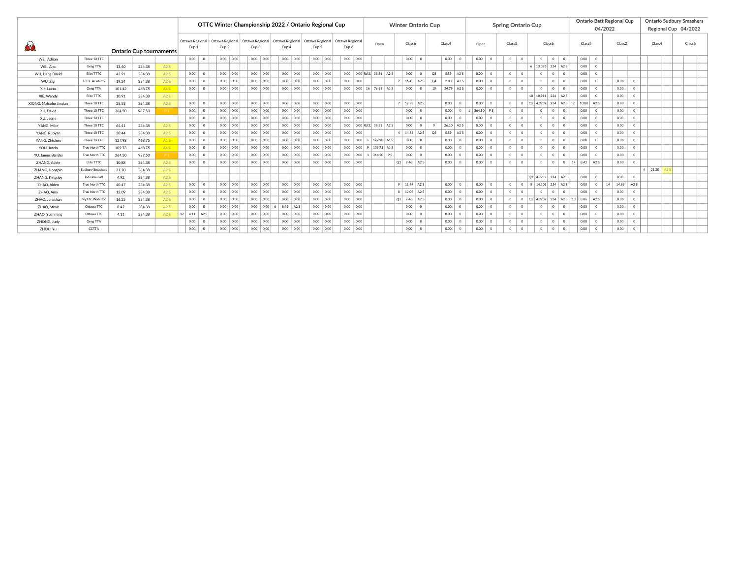| Ontario Cup tournaments | | | | | OTTC Winter Championship 2022 / Ontario Regional Cup | | | | | | | | | | | | | | | | | | Winter Ontario Cup | | | | | | | | | Spring Ontario Cup | | | | | | | | | | Ontario Batt Regional Cup 04/2022 | | | | | | Ontario Sudbury Smashers Regional Cup 04/2022 | | | | | |
|---|---|---|---|---|---|---|---|---|---|---|---|---|---|---|---|---|---|---|---|---|---|---|---|---|---|---|---|---|---|---|---|---|---|---|---|---|---|---|---|---|---|---|---|---|---|---|---|---|---|---|---|---|
| | | | | | Ottawa Regional Cup 1 | | | Ottawa Regional Cup 2 | | | Ottawa Regional Cup 3 | | | Ottawa Regional Cup 4 | | | Ottawa Regional Cup 5 | | | Ottawa Regional Cup 6 | | | Open | | | Class6 | | | Class4 | | | Open | | | Class2 | | | Class6 | | | | Class5 | | | Class2 | | | Class4 | | | Class6 | | |
| WEI, Adrian | Three 10 TTC | | | | | 0.00 | 0 | | 0.00 | 0.00 | | 0.00 | 0.00 | | 0.00 | 0.00 | | 0.00 | 0.00 | | 0.00 | 0.00 | | | | | 0.00 | 0 | | 0.00 | 0 | | 0.00 | 0 | | 0 | 0 | | 0 | 0 | 0 | | 0.00 | 0 | | | | | | | | | |
| WEI, Alec | Geng TTA | 13.40 | 234.38 | A2 S | | | | | | | | | | | | | | | | | | | | | | | | | | | | | | | | | | 6 | 13.396 | 234 | A2 S | | 0.00 | 0 | | | | | | | | | |
| WU, Liang David | Elite TTTC | 43.91 | 234.38 | A2 S | | 0.00 | 0 | | 0.00 | 0.00 | | 0.00 | 0.00 | | 0.00 | 0.00 | | 0.00 | 0.00 | | 0.00 | 0.00 | Rd 32 | 38.31 | A2 S | | 0.00 | 0 | Q3 | 5.59 | A2 S | | 0.00 | 0 | | 0 | 0 | | 0 | 0 | 0 | | 0.00 | 0 | | | | | | | | | |
| WU, Ziyi | GTTC Academy | 19.24 | 234.38 | A2 S | | 0.00 | 0 | | 0.00 | 0.00 | | 0.00 | 0.00 | | 0.00 | 0.00 | | 0.00 | 0.00 | | 0.00 | 0.00 | | | | 2 | 16.45 | A2 S | Q4 | 2.80 | A2 S | | 0.00 | 0 | | 0 | 0 | | 0 | 0 | 0 | | 0.00 | 0 | | 0.00 | 0 | | | | | | |
| Xie, Lucas | Geng TTA | 101.42 | 468.75 | A1 S | | 0.00 | 0 | | 0.00 | 0.00 | | 0.00 | 0.00 | | 0.00 | 0.00 | | 0.00 | 0.00 | | 0.00 | 0.00 | 16 | 76.63 | A1 S | | 0.00 | 0 | 10 | 24.79 | A2 S | | 0.00 | 0 | | 0 | 0 | | 0 | 0 | 0 | | 0.00 | 0 | | 0.00 | 0 | | | | | | |
| XIE, Wendy | Elite TTTC | 10.91 | 234.38 | A2 S | | | | | | | | | | | | | | | | | | | | | | | | | | | | | | | | | | 10 | 10.911 | 234 | A2 S | | 0.00 | 0 | | 0.00 | 0 | | | | | | |
| XIONG, Malcolm Jingian | Three 10 TTC | 28.53 | 234.38 | A2 S | | 0.00 | 0 | | 0.00 | 0.00 | | 0.00 | 0.00 | | 0.00 | 0.00 | | 0.00 | 0.00 | | 0.00 | 0.00 | | | | 7 | 12.73 | A2 S | | 0.00 | 0 | | 0.00 | 0 | | 0 | 0 | Q2 | 4.9237 | 234 | A2 S | 9 | 10.88 | A2 S | | 0.00 | 0 | | | | | | |
| XU, David | Three 10 TTC | 364.50 | 937.50 | P S | | 0.00 | 0 | | 0.00 | 0.00 | | 0.00 | 0.00 | | 0.00 | 0.00 | | 0.00 | 0.00 | | 0.00 | 0.00 | | | | | 0.00 | 0 | | 0.00 | 0 | 1 | 364.50 | P S | | 0 | 0 | | 0 | 0 | 0 | | 0.00 | 0 | | 0.00 | 0 | | | | | | |
| XU, Jessie | Three 10 TTC | | | | | 0.00 | 0 | | 0.00 | 0.00 | | 0.00 | 0.00 | | 0.00 | 0.00 | | 0.00 | 0.00 | | 0.00 | 0.00 | | | | | 0.00 | 0 | | 0.00 | 0 | | 0.00 | 0 | | 0 | 0 | | 0 | 0 | 0 | | 0.00 | 0 | | 0.00 | 0 | | | | | | |
| YANG, Mike | Three 10 TTC | 64.41 | 234.38 | A2 S | | 0.00 | 0 | | 0.00 | 0.00 | | 0.00 | 0.00 | | 0.00 | 0.00 | | 0.00 | 0.00 | | 0.00 | 0.00 | Rd 32 | 38.31 | A2 S | | 0.00 | 0 | 9 | 26.10 | A2 S | | 0.00 | 0 | | 0 | 0 | | 0 | 0 | 0 | | 0.00 | 0 | | 0.00 | 0 | | | | | | |
| YANG, Ruoyan | Three 10 TTC | 20.44 | 234.38 | A2 S | | 0.00 | 0 | | 0.00 | 0.00 | | 0.00 | 0.00 | | 0.00 | 0.00 | | 0.00 | 0.00 | | 0.00 | 0.00 | | | | 4 | 14.84 | A2 S | Q3 | 5.59 | A2 S | | 0.00 | 0 | | 0 | 0 | | 0 | 0 | 0 | | 0.00 | 0 | | 0.00 | 0 | | | | | | |
| YANG, Zhichen | Three 10 TTC | 127.98 | 468.75 | A1 S | | 0.00 | 0 | | 0.00 | 0.00 | | 0.00 | 0.00 | | 0.00 | 0.00 | | 0.00 | 0.00 | | 0.00 | 0.00 | 6 | 127.98 | A1 S | | 0.00 | 0 | | 0.00 | 0 | | 0.00 | 0 | | 0 | 0 | | 0 | 0 | 0 | | 0.00 | 0 | | 0.00 | 0 | | | | | | |
| YOU, Justin | True North TTC | 109.73 | 468.75 | A1 S | | 0.00 | 0 | | 0.00 | 0.00 | | 0.00 | 0.00 | | 0.00 | 0.00 | | 0.00 | 0.00 | | 0.00 | 0.00 | 9 | 109.73 | A1 S | | 0.00 | 0 | | 0.00 | 0 | | 0.00 | 0 | | 0 | 0 | | 0 | 0 | 0 | | 0.00 | 0 | | 0.00 | 0 | | | | | | |
| YU, James Bei Bei | True North TTC | 364.50 | 937.50 | P S | | 0.00 | 0 | | 0.00 | 0.00 | | 0.00 | 0.00 | | 0.00 | 0.00 | | 0.00 | 0.00 | | 0.00 | 0.00 | 1 | 364.50 | P S | | 0.00 | 0 | | 0.00 | 0 | | 0.00 | 0 | | 0 | 0 | | 0 | 0 | 0 | | 0.00 | 0 | | 0.00 | 0 | | | | | | |
| ZHANG, Adele | Elite TTTC | 10.88 | 234.38 | A2 S | | 0.00 | 0 | | 0.00 | 0.00 | | 0.00 | 0.00 | | 0.00 | 0.00 | | 0.00 | 0.00 | | 0.00 | 0.00 | | | | Q3 | 2.46 | A2 S | | 0.00 | 0 | | 0.00 | 0 | | 0 | 0 | | 0 | 0 | 0 | 14 | 8.42 | A2 S | | 0.00 | 0 | | | | | | |
| ZHANG, Hongbin | Sudbury Smashers | 21.20 | 234.38 | A2 S | | | | | | | | | | | | | | | | | | | | | | | | | | | | | | | | | | | | | | | | | | | | 4 | 21.20 | A2 S | | | |
| ZHANG, Kingsley | Individual aff | 4.92 | 234.38 | A2 S | | | | | | | | | | | | | | | | | | | | | | | | | | | | | | | | | | Q2 | 4.9237 | 234 | A2 S | | 0.00 | 0 | | 0.00 | 0 | | | | | | |
| ZHAO, Aiden | True North TTC | 40.47 | 234.38 | A2 S | | 0.00 | 0 | | 0.00 | 0.00 | | 0.00 | 0.00 | | 0.00 | 0.00 | | 0.00 | 0.00 | | 0.00 | 0.00 | | | | 9 | 11.49 | A2 S | | 0.00 | 0 | | 0.00 | 0 | | 0 | 0 | 5 | 14.101 | 234 | A2 S | | 0.00 | 0 | 14 | 14.89 | A2 S | | | | | | |
| ZHAO, Amy | True North TTC | 12.09 | 234.38 | A2 S | | 0.00 | 0 | | 0.00 | 0.00 | | 0.00 | 0.00 | | 0.00 | 0.00 | | 0.00 | 0.00 | | 0.00 | 0.00 | | | | 8 | 12.09 | A2 S | | 0.00 | 0 | | 0.00 | 0 | | 0 | 0 | | 0 | 0 | 0 | | 0.00 | 0 | | 0.00 | 0 | | | | | | |
| ZHAO, Jonathan | MyTTC Waterloo | 16.25 | 234.38 | A2 S | | 0.00 | 0 | | 0.00 | 0.00 | | 0.00 | 0.00 | | 0.00 | 0.00 | | 0.00 | 0.00 | | 0.00 | 0.00 | | | | Q3 | 2.46 | A2 S | | 0.00 | 0 | | 0.00 | 0 | | 0 | 0 | Q2 | 4.9237 | 234 | A2 S | 13 | 8.86 | A2 S | | 0.00 | 0 | | | | | | |
| ZHAO, Steve | Ottawa TTC | 8.42 | 234.38 | A2 S | | 0.00 | 0 | | 0.00 | 0.00 | | 0.00 | 0.00 | 6 | 8.42 | A2 S | | 0.00 | 0.00 | | 0.00 | 0.00 | | | | | 0.00 | 0 | | 0.00 | 0 | | 0.00 | 0 | | 0 | 0 | | 0 | 0 | 0 | | 0.00 | 0 | | 0.00 | 0 | | | | | | |
| ZHAO, Yuanming | Ottawa TTC | 4.11 | 234.38 | A2 S | 12 | 4.11 | A2 S | | 0.00 | 0.00 | | 0.00 | 0.00 | | 0.00 | 0.00 | | 0.00 | 0.00 | | 0.00 | 0.00 | | | | | 0.00 | 0 | | 0.00 | 0 | | 0.00 | 0 | | 0 | 0 | | 0 | 0 | 0 | | 0.00 | 0 | | 0.00 | 0 | | | | | | |
| ZHONG, Judy | Geng TTA | | | | | 0.00 | 0 | | 0.00 | 0.00 | | 0.00 | 0.00 | | 0.00 | 0.00 | | 0.00 | 0.00 | | 0.00 | 0.00 | | | | | 0.00 | 0 | | 0.00 | 0 | | 0.00 | 0 | | 0 | 0 | | 0 | 0 | 0 | | 0.00 | 0 | | 0.00 | 0 | | | | | | |
| ZHOU, Yu | CCTTA | | | | | 0.00 | 0 | | 0.00 | 0.00 | | 0.00 | 0.00 | | 0.00 | 0.00 | | 0.00 | 0.00 | | 0.00 | 0.00 | | | | | 0.00 | 0 | | 0.00 | 0 | | 0.00 | 0 | | 0 | 0 | | 0 | 0 | 0 | | 0.00 | 0 | | 0.00 | 0 | | | | | | |